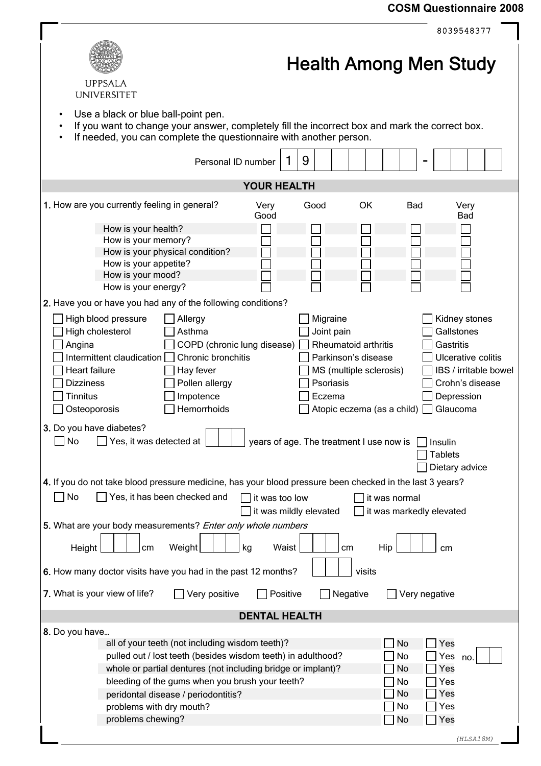8039548377

UPPSALA UNIVERSITET

# Health Among Men Study

- Use a black or blue ball-point pen.
- If you want to change your answer, completely fill the incorrect box and mark the correct box.
- If needed, you can complete the questionnaire with another person.

Personal ID number 1 9 ☐☐☐☐☐☐ - ☐☐☐☐

## YOUR HEALTH

**1.** How are you currently feeling in general?

| | Very Good | Good | OK | Bad | Very Bad |
|---|---|---|---|---|---|
| How is your health? | ☐ | ☐ | ☐ | ☐ | ☐ |
| How is your memory? | ☐ | ☐ | ☐ | ☐ | ☐ |
| How is your physical condition? | ☐ | ☐ | ☐ | ☐ | ☐ |
| How is your appetite? | ☐ | ☐ | ☐ | ☐ | ☐ |
| How is your mood? | ☐ | ☐ | ☐ | ☐ | ☐ |
| How is your energy? | ☐ | ☐ | ☐ | ☐ | ☐ |

**2.** Have you or have you had any of the following conditions?

| | | | |
|---|---|---|---|
| ☐ High blood pressure | ☐ Allergy | ☐ Migraine | ☐ Kidney stones |
| ☐ High cholesterol | ☐ Asthma | ☐ Joint pain | ☐ Gallstones |
| ☐ Angina | ☐ COPD (chronic lung disease) | ☐ Rheumatoid arthritis | ☐ Gastritis |
| ☐ Intermittent claudication | ☐ Chronic bronchitis | ☐ Parkinson's disease | ☐ Ulcerative colitis |
| ☐ Heart failure | ☐ Hay fever | ☐ MS (multiple sclerosis) | ☐ IBS / irritable bowel |
| ☐ Dizziness | ☐ Pollen allergy | ☐ Psoriasis | ☐ Crohn's disease |
| ☐ Tinnitus | ☐ Impotence | ☐ Eczema | ☐ Depression |
| ☐ Osteoporosis | ☐ Hemorrhoids | ☐ Atopic eczema (as a child) | ☐ Glaucoma |

**3.** Do you have diabetes?

☐ No ☐ Yes, it was detected at ☐☐ years of age. The treatment I use now is ☐ Insulin ☐ Tablets ☐ Dietary advice

**4.** If you do not take blood pressure medicine, has your blood pressure been checked in the last 3 years?

☐ No ☐ Yes, it has been checked and ☐ it was too low ☐ it was normal ☐ it was mildly elevated ☐ it was markedly elevated

**5.** What are your body measurements? *Enter only whole numbers*

Height ☐☐☐ cm Weight ☐☐☐ kg Waist ☐☐☐ cm Hip ☐☐☐ cm

**6.** How many doctor visits have you had in the past 12 months? ☐☐ visits

**7.** What is your view of life? ☐ Very positive ☐ Positive ☐ Negative ☐ Very negative

## DENTAL HEALTH

**8.** Do you have...

| | No | Yes | |
|---|---|---|---|
| all of your teeth (not including wisdom teeth)? | ☐ | ☐ | |
| pulled out / lost teeth (besides wisdom teeth) in adulthood? | ☐ | ☐ | no. ☐☐ |
| whole or partial dentures (not including bridge or implant)? | ☐ | ☐ | |
| bleeding of the gums when you brush your teeth? | ☐ | ☐ | |
| peridontal disease / periodontitis? | ☐ | ☐ | |
| problems with dry mouth? | ☐ | ☐ | |
| problems chewing? | ☐ | ☐ | |

(HLSA18M)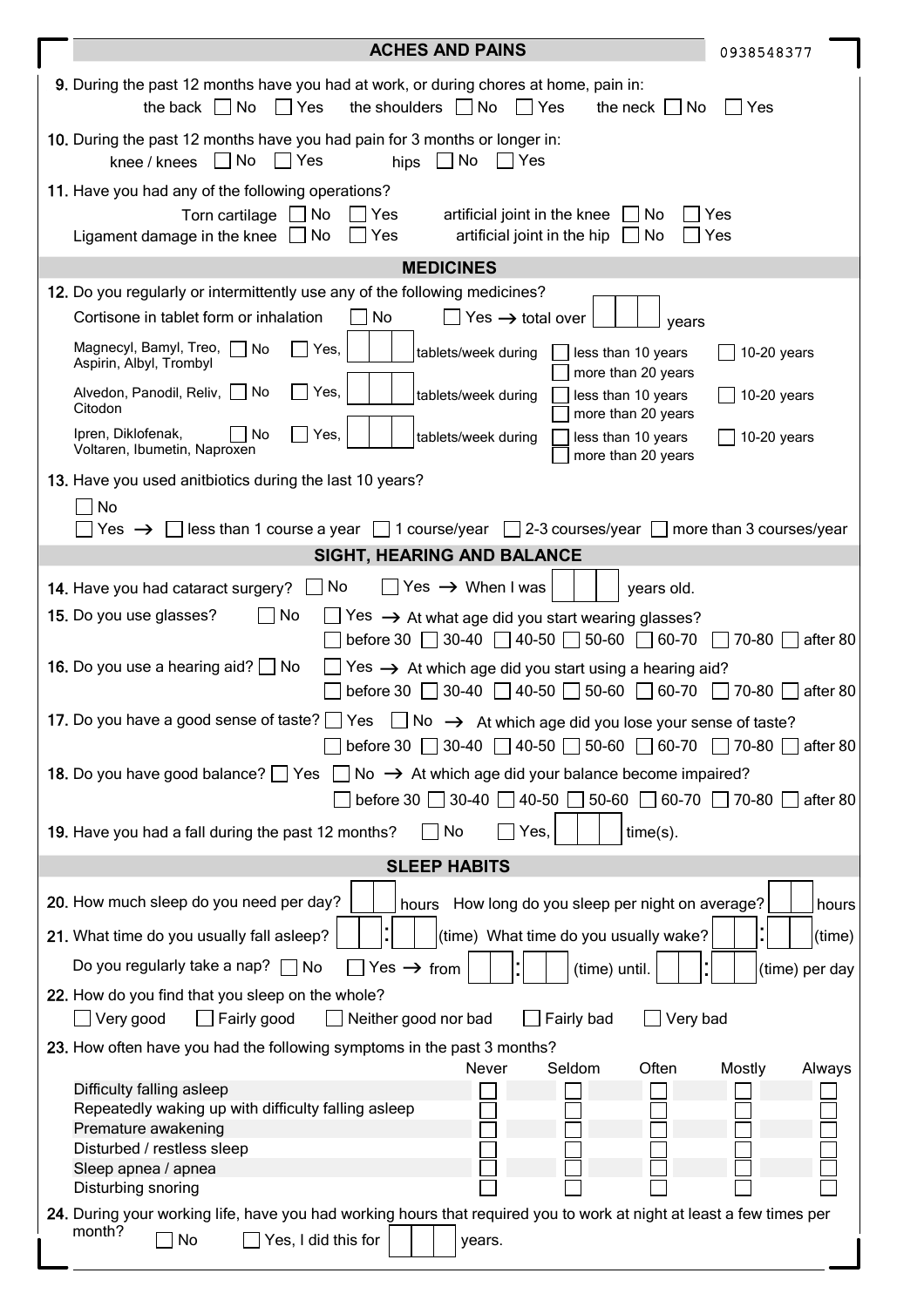## ACHES AND PAINS

0938548377

**9.** During the past 12 months have you had at work, or during chores at home, pain in:

the back ☐ No ☐ Yes  the shoulders ☐ No ☐ Yes  the neck ☐ No ☐ Yes

**10.** During the past 12 months have you had pain for 3 months or longer in:

knee / knees ☐ No ☐ Yes  hips ☐ No ☐ Yes

**11.** Have you had any of the following operations?

Torn cartilage ☐ No ☐ Yes  artificial joint in the knee ☐ No ☐ Yes

Ligament damage in the knee ☐ No ☐ Yes  artificial joint in the hip ☐ No ☐ Yes

## MEDICINES

**12.** Do you regularly or intermittently use any of the following medicines?

Cortisone in tablet form or inhalation ☐ No ☐ Yes → total over ☐☐ years

Magnecyl, Bamyl, Treo, Aspirin, Albyl, Trombyl ☐ No ☐ Yes, ☐☐ tablets/week during ☐ less than 10 years ☐ 10-20 years ☐ more than 20 years

Alvedon, Panodil, Reliv, Citodon ☐ No ☐ Yes, ☐☐ tablets/week during ☐ less than 10 years ☐ 10-20 years ☐ more than 20 years

Ipren, Diklofenak, Voltaren, Ibumetin, Naproxen ☐ No ☐ Yes, ☐☐ tablets/week during ☐ less than 10 years ☐ 10-20 years ☐ more than 20 years

**13.** Have you used anitbiotics during the last 10 years?

☐ No

☐ Yes → ☐ less than 1 course a year ☐ 1 course/year ☐ 2-3 courses/year ☐ more than 3 courses/year

## SIGHT, HEARING AND BALANCE

**14.** Have you had cataract surgery? ☐ No ☐ Yes → When I was ☐☐ years old.

**15.** Do you use glasses? ☐ No ☐ Yes → At what age did you start wearing glasses?

☐ before 30 ☐ 30-40 ☐ 40-50 ☐ 50-60 ☐ 60-70 ☐ 70-80 ☐ after 80

**16.** Do you use a hearing aid? ☐ No ☐ Yes → At which age did you start using a hearing aid?

☐ before 30 ☐ 30-40 ☐ 40-50 ☐ 50-60 ☐ 60-70 ☐ 70-80 ☐ after 80

**17.** Do you have a good sense of taste? ☐ Yes ☐ No → At which age did you lose your sense of taste?

☐ before 30 ☐ 30-40 ☐ 40-50 ☐ 50-60 ☐ 60-70 ☐ 70-80 ☐ after 80

**18.** Do you have good balance? ☐ Yes ☐ No → At which age did your balance become impaired?

☐ before 30 ☐ 30-40 ☐ 40-50 ☐ 50-60 ☐ 60-70 ☐ 70-80 ☐ after 80

**19.** Have you had a fall during the past 12 months? ☐ No ☐ Yes, ☐☐ time(s).

## SLEEP HABITS

**20.** How much sleep do you need per day? ☐☐ hours  How long do you sleep per night on average? ☐☐ hours

**21.** What time do you usually fall asleep? ☐☐:☐☐ (time)  What time do you usually wake? ☐☐:☐☐ (time)

Do you regularly take a nap? ☐ No ☐ Yes → from ☐☐:☐☐ (time) until. ☐☐:☐☐ (time) per day

**22.** How do you find that you sleep on the whole?

☐ Very good ☐ Fairly good ☐ Neither good nor bad ☐ Fairly bad ☐ Very bad

**23.** How often have you had the following symptoms in the past 3 months?

| | Never | Seldom | Often | Mostly | Always |
|---|---|---|---|---|---|
| Difficulty falling asleep | ☐ | ☐ | ☐ | ☐ | ☐ |
| Repeatedly waking up with difficulty falling asleep | ☐ | ☐ | ☐ | ☐ | ☐ |
| Premature awakening | ☐ | ☐ | ☐ | ☐ | ☐ |
| Disturbed / restless sleep | ☐ | ☐ | ☐ | ☐ | ☐ |
| Sleep apnea / apnea | ☐ | ☐ | ☐ | ☐ | ☐ |
| Disturbing snoring | ☐ | ☐ | ☐ | ☐ | ☐ |

**24.** During your working life, have you had working hours that required you to work at night at least a few times per month?

☐ No ☐ Yes, I did this for ☐☐ years.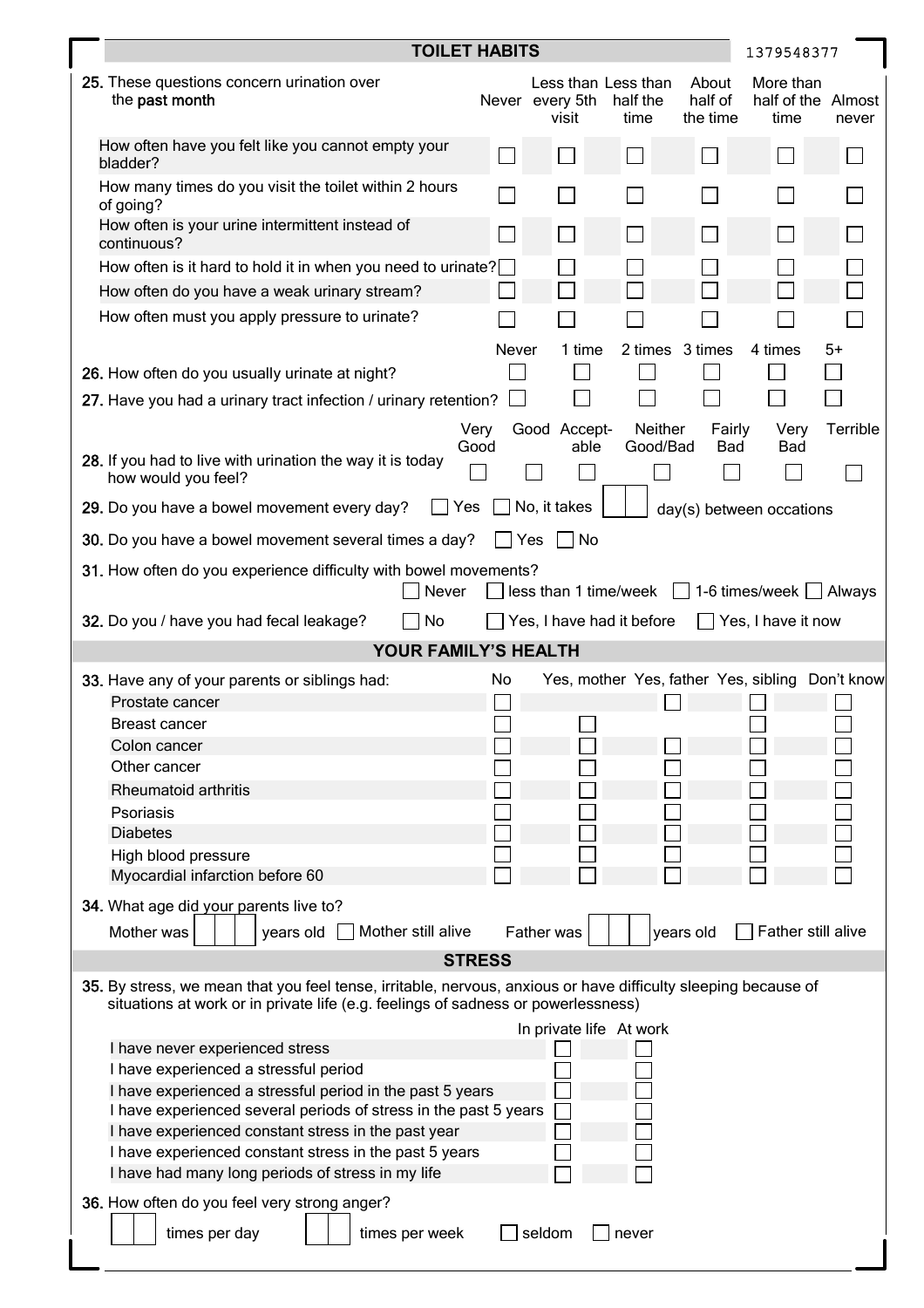## TOILET HABITS

1379548377

**25.** These questions concern urination over the **past month**

| | Never | Less than every 5th visit | Less than half the time | About half of the time | More than half of the time | Almost never |
|---|---|---|---|---|---|---|
| How often have you felt like you cannot empty your bladder? | ☐ | ☐ | ☐ | ☐ | ☐ | ☐ |
| How many times do you visit the toilet within 2 hours of going? | ☐ | ☐ | ☐ | ☐ | ☐ | ☐ |
| How often is your urine intermittent instead of continuous? | ☐ | ☐ | ☐ | ☐ | ☐ | ☐ |
| How often is it hard to hold it in when you need to urinate? | ☐ | ☐ | ☐ | ☐ | ☐ | ☐ |
| How often do you have a weak urinary stream? | ☐ | ☐ | ☐ | ☐ | ☐ | ☐ |
| How often must you apply pressure to urinate? | ☐ | ☐ | ☐ | ☐ | ☐ | ☐ |

| | Never | 1 time | 2 times | 3 times | 4 times | 5+ |
|---|---|---|---|---|---|---|
| **26.** How often do you usually urinate at night? | ☐ | ☐ | ☐ | ☐ | ☐ | ☐ |
| **27.** Have you had a urinary tract infection / urinary retention? | ☐ | ☐ | ☐ | ☐ | ☐ | ☐ |

| | Very Good | Good | Acceptable | Neither Good/Bad | Fairly Bad | Very Bad | Terrible |
|---|---|---|---|---|---|---|---|
| **28.** If you had to live with urination the way it is today how would you feel? | ☐ | ☐ | ☐ | ☐ | ☐ | ☐ | ☐ |

**29.** Do you have a bowel movement every day? ☐ Yes ☐ No, it takes ☐ day(s) between occations

**30.** Do you have a bowel movement several times a day? ☐ Yes ☐ No

**31.** How often do you experience difficulty with bowel movements?
☐ Never ☐ less than 1 time/week ☐ 1-6 times/week ☐ Always

**32.** Do you / have you had fecal leakage? ☐ No ☐ Yes, I have had it before ☐ Yes, I have it now

## YOUR FAMILY'S HEALTH

**33.** Have any of your parents or siblings had:

| | No | Yes, mother | Yes, father | Yes, sibling | Don't know |
|---|---|---|---|---|---|
| Prostate cancer | ☐ | | ☐ | ☐ | ☐ |
| Breast cancer | ☐ | ☐ | | ☐ | ☐ |
| Colon cancer | ☐ | ☐ | ☐ | ☐ | ☐ |
| Other cancer | ☐ | ☐ | ☐ | ☐ | ☐ |
| Rheumatoid arthritis | ☐ | ☐ | ☐ | ☐ | ☐ |
| Psoriasis | ☐ | ☐ | ☐ | ☐ | ☐ |
| Diabetes | ☐ | ☐ | ☐ | ☐ | ☐ |
| High blood pressure | ☐ | ☐ | ☐ | ☐ | ☐ |
| Myocardial infarction before 60 | ☐ | ☐ | ☐ | ☐ | ☐ |

**34.** What age did your parents live to?

Mother was ☐☐☐ years old ☐ Mother still alive Father was ☐☐☐ years old ☐ Father still alive

## STRESS

**35.** By stress, we mean that you feel tense, irritable, nervous, anxious or have difficulty sleeping because of situations at work or in private life (e.g. feelings of sadness or powerlessness)

| | In private life | At work |
|---|---|---|
| I have never experienced stress | ☐ | ☐ |
| I have experienced a stressful period | ☐ | ☐ |
| I have experienced a stressful period in the past 5 years | ☐ | ☐ |
| I have experienced several periods of stress in the past 5 years | ☐ | ☐ |
| I have experienced constant stress in the past year | ☐ | ☐ |
| I have experienced constant stress in the past 5 years | ☐ | ☐ |
| I have had many long periods of stress in my life | ☐ | ☐ |

**36.** How often do you feel very strong anger?

☐☐ times per day ☐☐ times per week ☐ seldom ☐ never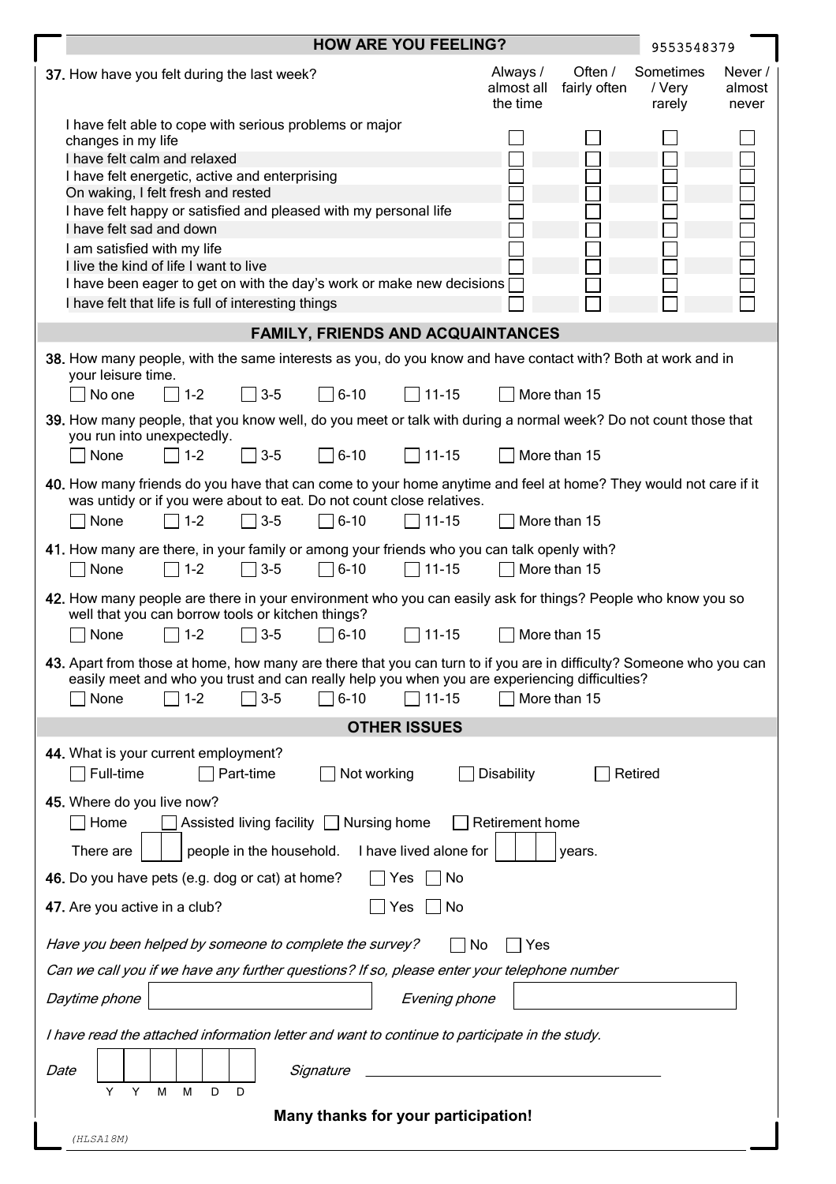## HOW ARE YOU FEELING?

9553548379

**37.** How have you felt during the last week?

| | Always / almost all the time | Often / fairly often | Sometimes / Very rarely | Never / almost never |
|---|---|---|---|---|
| I have felt able to cope with serious problems or major changes in my life | ☐ | ☐ | ☐ | ☐ |
| I have felt calm and relaxed | ☐ | ☐ | ☐ | ☐ |
| I have felt energetic, active and enterprising | ☐ | ☐ | ☐ | ☐ |
| On waking, I felt fresh and rested | ☐ | ☐ | ☐ | ☐ |
| I have felt happy or satisfied and pleased with my personal life | ☐ | ☐ | ☐ | ☐ |
| I have felt sad and down | ☐ | ☐ | ☐ | ☐ |
| I am satisfied with my life | ☐ | ☐ | ☐ | ☐ |
| I live the kind of life I want to live | ☐ | ☐ | ☐ | ☐ |
| I have been eager to get on with the day's work or make new decisions | ☐ | ☐ | ☐ | ☐ |
| I have felt that life is full of interesting things | ☐ | ☐ | ☐ | ☐ |

## FAMILY, FRIENDS AND ACQUAINTANCES

**38.** How many people, with the same interests as you, do you know and have contact with? Both at work and in your leisure time.

☐ No one ☐ 1-2 ☐ 3-5 ☐ 6-10 ☐ 11-15 ☐ More than 15

**39.** How many people, that you know well, do you meet or talk with during a normal week? Do not count those that you run into unexpectedly.

☐ None ☐ 1-2 ☐ 3-5 ☐ 6-10 ☐ 11-15 ☐ More than 15

**40.** How many friends do you have that can come to your home anytime and feel at home? They would not care if it was untidy or if you were about to eat. Do not count close relatives.

☐ None ☐ 1-2 ☐ 3-5 ☐ 6-10 ☐ 11-15 ☐ More than 15

**41.** How many are there, in your family or among your friends who you can talk openly with?

☐ None ☐ 1-2 ☐ 3-5 ☐ 6-10 ☐ 11-15 ☐ More than 15

**42.** How many people are there in your environment who you can easily ask for things? People who know you so well that you can borrow tools or kitchen things?

☐ None ☐ 1-2 ☐ 3-5 ☐ 6-10 ☐ 11-15 ☐ More than 15

**43.** Apart from those at home, how many are there that you can turn to if you are in difficulty? Someone who you can easily meet and who you trust and can really help you when you are experiencing difficulties?

☐ None ☐ 1-2 ☐ 3-5 ☐ 6-10 ☐ 11-15 ☐ More than 15

## OTHER ISSUES

**44.** What is your current employment?

☐ Full-time ☐ Part-time ☐ Not working ☐ Disability ☐ Retired

**45.** Where do you live now?

☐ Home ☐ Assisted living facility ☐ Nursing home ☐ Retirement home

There are ☐☐ people in the household. I have lived alone for ☐☐ years.

**46.** Do you have pets (e.g. dog or cat) at home? ☐ Yes ☐ No

**47.** Are you active in a club? ☐ Yes ☐ No

*Have you been helped by someone to complete the survey?* ☐ No ☐ Yes

*Can we call you if we have any further questions? If so, please enter your telephone number*

*Daytime phone* ________________ *Evening phone* ________________

*I have read the attached information letter and want to continue to participate in the study.*

*Date* ☐☐☐☐☐☐ (Y Y M M D D) *Signature* ________________________________

**Many thanks for your participation!**

(HLSA18M)